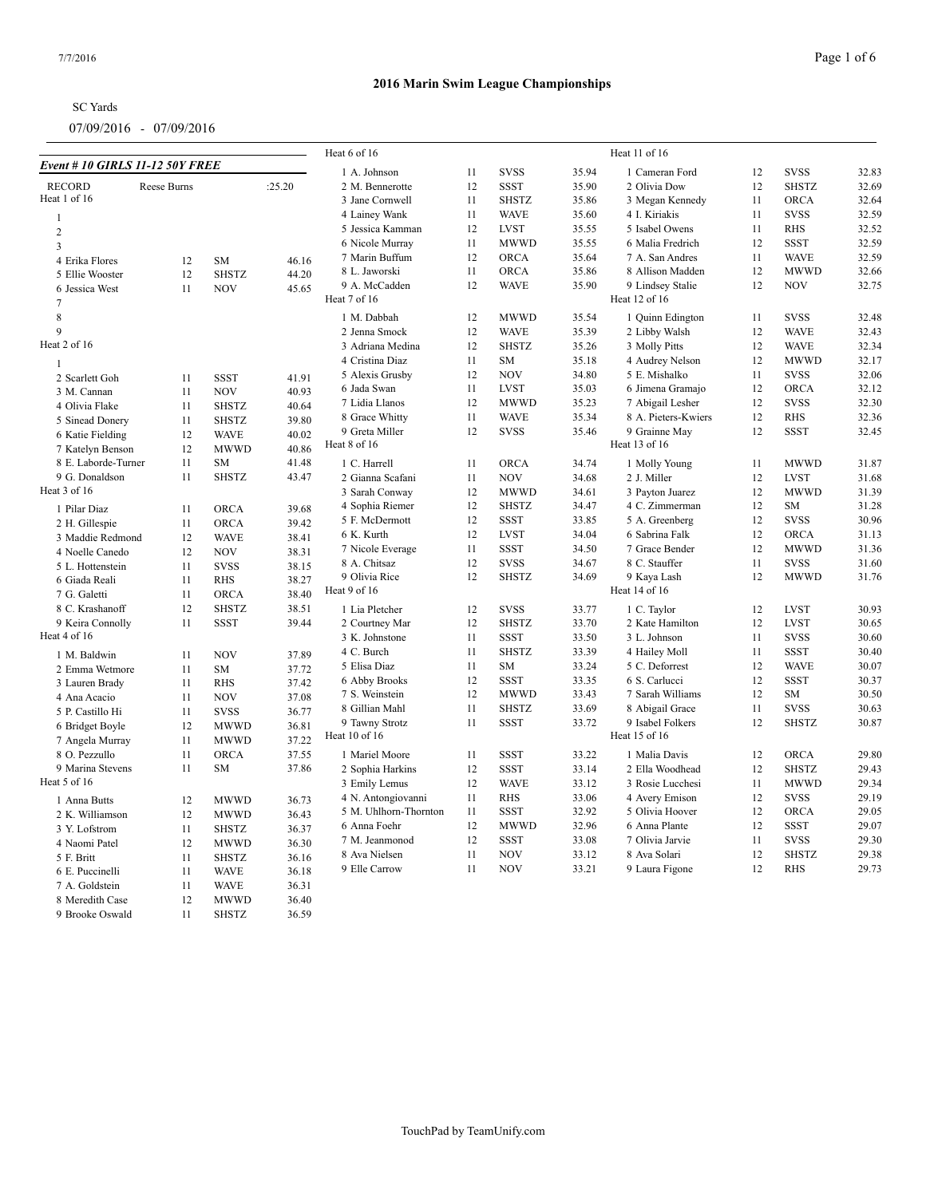# 2016 Marin Swim League Championships

SC Yards

07/09/2016 - 07/09/2016

### Event # 10 GIRLS 11-12 50Y FREE

RECORD Reese Burns :25.20

**Heat 1 of 16**

| Lane | Name | Age | Team | Seed Time |
|---|---|---|---|---|
| 1 | | | | |
| 2 | | | | |
| 3 | | | | |
| 4 | Erika Flores | 12 | SM | 46.16 |
| 5 | Ellie Wooster | 12 | SHSTZ | 44.20 |
| 6 | Jessica West | 11 | NOV | 45.65 |
| 7 | | | | |
| 8 | | | | |
| 9 | | | | |

**Heat 2 of 16**

| Lane | Name | Age | Team | Seed Time |
|---|---|---|---|---|
| 1 | | | | |
| 2 | Scarlett Goh | 11 | SSST | 41.91 |
| 3 | M. Cannan | 11 | NOV | 40.93 |
| 4 | Olivia Flake | 11 | SHSTZ | 40.64 |
| 5 | Sinead Donery | 11 | SHSTZ | 39.80 |
| 6 | Katie Fielding | 12 | WAVE | 40.02 |
| 7 | Katelyn Benson | 12 | MWWD | 40.86 |
| 8 | E. Laborde-Turner | 11 | SM | 41.48 |
| 9 | G. Donaldson | 11 | SHSTZ | 43.47 |

**Heat 3 of 16**

| Lane | Name | Age | Team | Seed Time |
|---|---|---|---|---|
| 1 | Pilar Diaz | 11 | ORCA | 39.68 |
| 2 | H. Gillespie | 11 | ORCA | 39.42 |
| 3 | Maddie Redmond | 12 | WAVE | 38.41 |
| 4 | Noelle Canedo | 12 | NOV | 38.31 |
| 5 | L. Hottenstein | 11 | SVSS | 38.15 |
| 6 | Giada Reali | 11 | RHS | 38.27 |
| 7 | G. Galetti | 11 | ORCA | 38.40 |
| 8 | C. Krashanoff | 12 | SHSTZ | 38.51 |
| 9 | Keira Connolly | 11 | SSST | 39.44 |

**Heat 4 of 16**

| Lane | Name | Age | Team | Seed Time |
|---|---|---|---|---|
| 1 | M. Baldwin | 11 | NOV | 37.89 |
| 2 | Emma Wetmore | 11 | SM | 37.72 |
| 3 | Lauren Brady | 11 | RHS | 37.42 |
| 4 | Ana Acacio | 11 | NOV | 37.08 |
| 5 | P. Castillo Hi | 11 | SVSS | 36.77 |
| 6 | Bridget Boyle | 12 | MWWD | 36.81 |
| 7 | Angela Murray | 11 | MWWD | 37.22 |
| 8 | O. Pezzullo | 11 | ORCA | 37.55 |
| 9 | Marina Stevens | 11 | SM | 37.86 |

**Heat 5 of 16**

| Lane | Name | Age | Team | Seed Time |
|---|---|---|---|---|
| 1 | Anna Butts | 12 | MWWD | 36.73 |
| 2 | K. Williamson | 12 | MWWD | 36.43 |
| 3 | Y. Lofstrom | 11 | SHSTZ | 36.37 |
| 4 | Naomi Patel | 12 | MWWD | 36.30 |
| 5 | F. Britt | 11 | SHSTZ | 36.16 |
| 6 | E. Puccinelli | 11 | WAVE | 36.18 |
| 7 | A. Goldstein | 11 | WAVE | 36.31 |
| 8 | Meredith Case | 12 | MWWD | 36.40 |
| 9 | Brooke Oswald | 11 | SHSTZ | 36.59 |

**Heat 6 of 16**

| Lane | Name | Age | Team | Seed Time |
|---|---|---|---|---|
| 1 | A. Johnson | 11 | SVSS | 35.94 |
| 2 | M. Bennerotte | 12 | SSST | 35.90 |
| 3 | Jane Cornwell | 11 | SHSTZ | 35.86 |
| 4 | Lainey Wank | 11 | WAVE | 35.60 |
| 5 | Jessica Kamman | 12 | LVST | 35.55 |
| 6 | Nicole Murray | 11 | MWWD | 35.55 |
| 7 | Marin Buffum | 12 | ORCA | 35.64 |
| 8 | L. Jaworski | 11 | ORCA | 35.86 |
| 9 | A. McCadden | 12 | WAVE | 35.90 |

**Heat 7 of 16**

| Lane | Name | Age | Team | Seed Time |
|---|---|---|---|---|
| 1 | M. Dabbah | 12 | MWWD | 35.54 |
| 2 | Jenna Smock | 12 | WAVE | 35.39 |
| 3 | Adriana Medina | 12 | SHSTZ | 35.26 |
| 4 | Cristina Diaz | 11 | SM | 35.18 |
| 5 | Alexis Grusby | 12 | NOV | 34.80 |
| 6 | Jada Swan | 11 | LVST | 35.03 |
| 7 | Lidia Llanos | 12 | MWWD | 35.23 |
| 8 | Grace Whitty | 11 | WAVE | 35.34 |
| 9 | Greta Miller | 12 | SVSS | 35.46 |

**Heat 8 of 16**

| Lane | Name | Age | Team | Seed Time |
|---|---|---|---|---|
| 1 | C. Harrell | 11 | ORCA | 34.74 |
| 2 | Gianna Scafani | 11 | NOV | 34.68 |
| 3 | Sarah Conway | 12 | MWWD | 34.61 |
| 4 | Sophia Riemer | 12 | SHSTZ | 34.47 |
| 5 | F. McDermott | 12 | SSST | 33.85 |
| 6 | K. Kurth | 12 | LVST | 34.04 |
| 7 | Nicole Everage | 11 | SSST | 34.50 |
| 8 | A. Chitsaz | 12 | SVSS | 34.67 |
| 9 | Olivia Rice | 12 | SHSTZ | 34.69 |

**Heat 9 of 16**

| Lane | Name | Age | Team | Seed Time |
|---|---|---|---|---|
| 1 | Lia Pletcher | 12 | SVSS | 33.77 |
| 2 | Courtney Mar | 12 | SHSTZ | 33.70 |
| 3 | K. Johnstone | 11 | SSST | 33.50 |
| 4 | C. Burch | 11 | SHSTZ | 33.39 |
| 5 | Elisa Diaz | 11 | SM | 33.24 |
| 6 | Abby Brooks | 12 | SSST | 33.35 |
| 7 | S. Weinstein | 12 | MWWD | 33.43 |
| 8 | Gillian Mahl | 11 | SHSTZ | 33.69 |
| 9 | Tawny Strotz | 11 | SSST | 33.72 |

**Heat 10 of 16**

| Lane | Name | Age | Team | Seed Time |
|---|---|---|---|---|
| 1 | Mariel Moore | 11 | SSST | 33.22 |
| 2 | Sophia Harkins | 12 | SSST | 33.14 |
| 3 | Emily Lemus | 12 | WAVE | 33.12 |
| 4 | N. Antongiovanni | 11 | RHS | 33.06 |
| 5 | M. Uhlhorn-Thornton | 11 | SSST | 32.92 |
| 6 | Anna Foehr | 12 | MWWD | 32.96 |
| 7 | M. Jeanmonod | 12 | SSST | 33.08 |
| 8 | Ava Nielsen | 11 | NOV | 33.12 |
| 9 | Elle Carrow | 11 | NOV | 33.21 |

**Heat 11 of 16**

| Lane | Name | Age | Team | Seed Time |
|---|---|---|---|---|
| 1 | Cameran Ford | 12 | SVSS | 32.83 |
| 2 | Olivia Dow | 12 | SHSTZ | 32.69 |
| 3 | Megan Kennedy | 11 | ORCA | 32.64 |
| 4 | I. Kiriakis | 11 | SVSS | 32.59 |
| 5 | Isabel Owens | 11 | RHS | 32.52 |
| 6 | Malia Fredrich | 12 | SSST | 32.59 |
| 7 | A. San Andres | 11 | WAVE | 32.59 |
| 8 | Allison Madden | 12 | MWWD | 32.66 |
| 9 | Lindsey Stalie | 12 | NOV | 32.75 |

**Heat 12 of 16**

| Lane | Name | Age | Team | Seed Time |
|---|---|---|---|---|
| 1 | Quinn Edington | 11 | SVSS | 32.48 |
| 2 | Libby Walsh | 12 | WAVE | 32.43 |
| 3 | Molly Pitts | 12 | WAVE | 32.34 |
| 4 | Audrey Nelson | 12 | MWWD | 32.17 |
| 5 | E. Mishalko | 11 | SVSS | 32.06 |
| 6 | Jimena Gramajo | 12 | ORCA | 32.12 |
| 7 | Abigail Lesher | 12 | SVSS | 32.30 |
| 8 | A. Pieters-Kwiers | 12 | RHS | 32.36 |
| 9 | Grainne May | 12 | SSST | 32.45 |

**Heat 13 of 16**

| Lane | Name | Age | Team | Seed Time |
|---|---|---|---|---|
| 1 | Molly Young | 11 | MWWD | 31.87 |
| 2 | J. Miller | 12 | LVST | 31.68 |
| 3 | Payton Juarez | 12 | MWWD | 31.39 |
| 4 | C. Zimmerman | 12 | SM | 31.28 |
| 5 | A. Greenberg | 12 | SVSS | 30.96 |
| 6 | Sabrina Falk | 12 | ORCA | 31.13 |
| 7 | Grace Bender | 12 | MWWD | 31.36 |
| 8 | C. Stauffer | 11 | SVSS | 31.60 |
| 9 | Kaya Lash | 12 | MWWD | 31.76 |

**Heat 14 of 16**

| Lane | Name | Age | Team | Seed Time |
|---|---|---|---|---|
| 1 | C. Taylor | 12 | LVST | 30.93 |
| 2 | Kate Hamilton | 12 | LVST | 30.65 |
| 3 | L. Johnson | 11 | SVSS | 30.60 |
| 4 | Hailey Moll | 11 | SSST | 30.40 |
| 5 | C. Deforrest | 12 | WAVE | 30.07 |
| 6 | S. Carlucci | 12 | SSST | 30.37 |
| 7 | Sarah Williams | 12 | SM | 30.50 |
| 8 | Abigail Grace | 11 | SVSS | 30.63 |
| 9 | Isabel Folkers | 12 | SHSTZ | 30.87 |

**Heat 15 of 16**

| Lane | Name | Age | Team | Seed Time |
|---|---|---|---|---|
| 1 | Malia Davis | 12 | ORCA | 29.80 |
| 2 | Ella Woodhead | 12 | SHSTZ | 29.43 |
| 3 | Rosie Lucchesi | 11 | MWWD | 29.34 |
| 4 | Avery Emison | 12 | SVSS | 29.19 |
| 5 | Olivia Hoover | 12 | ORCA | 29.05 |
| 6 | Anna Plante | 12 | SSST | 29.07 |
| 7 | Olivia Jarvie | 11 | SVSS | 29.30 |
| 8 | Ava Solari | 12 | SHSTZ | 29.38 |
| 9 | Laura Figone | 12 | RHS | 29.73 |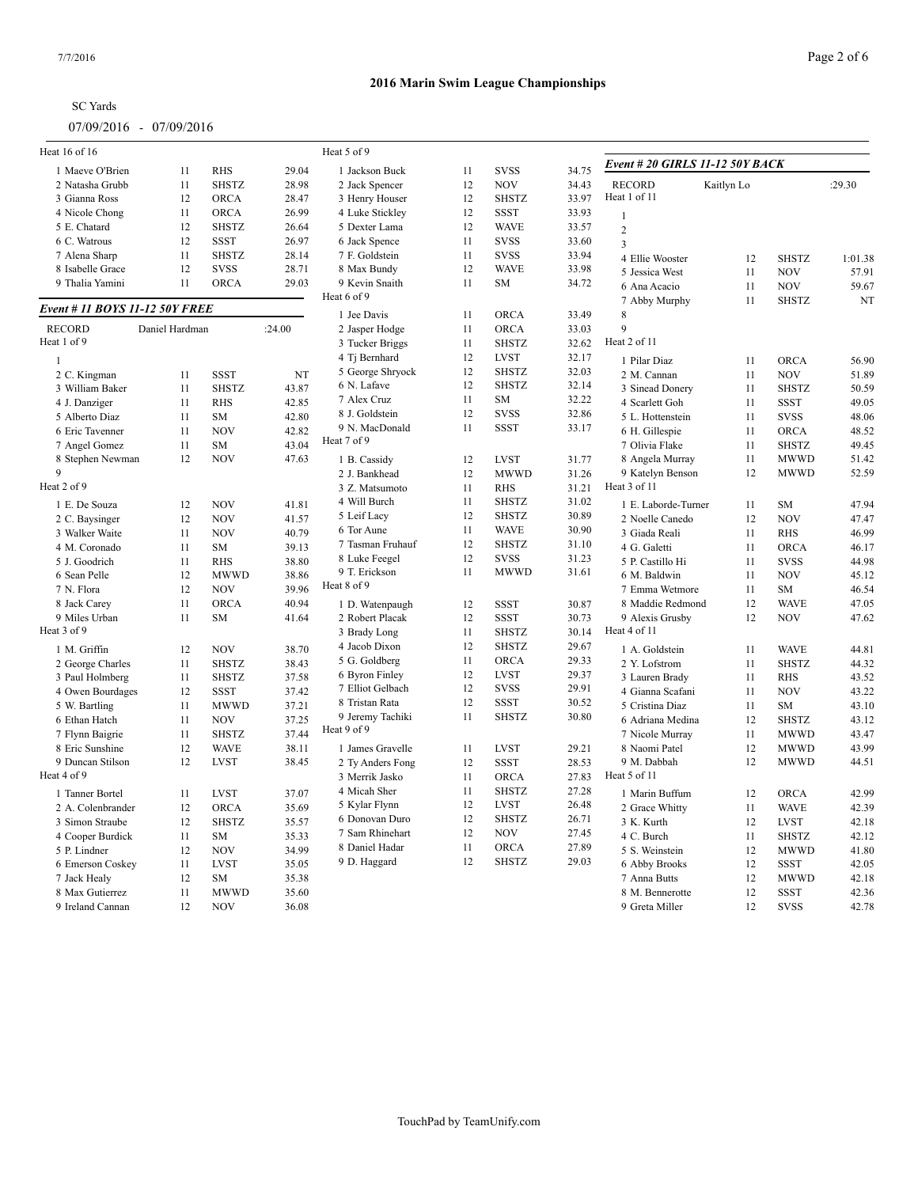# 2016 Marin Swim League Championships

SC Yards

07/09/2016 - 07/09/2016

Heat 16 of 16

| | | | |
|---|---|---|---|
| 1 Maeve O'Brien | 11 | RHS | 29.04 |
| 2 Natasha Grubb | 11 | SHSTZ | 28.98 |
| 3 Gianna Ross | 12 | ORCA | 28.47 |
| 4 Nicole Chong | 11 | ORCA | 26.99 |
| 5 E. Chatard | 12 | SHSTZ | 26.64 |
| 6 C. Watrous | 12 | SSST | 26.97 |
| 7 Alena Sharp | 11 | SHSTZ | 28.14 |
| 8 Isabelle Grace | 12 | SVSS | 28.71 |
| 9 Thalia Yamini | 11 | ORCA | 29.03 |

### Event # 11 BOYS 11-12 50Y FREE

RECORD Daniel Hardman :24.00

Heat 1 of 9

| | | | |
|---|---|---|---|
| 1 | | | |
| 2 C. Kingman | 11 | SSST | NT |
| 3 William Baker | 11 | SHSTZ | 43.87 |
| 4 J. Danziger | 11 | RHS | 42.85 |
| 5 Alberto Diaz | 11 | SM | 42.80 |
| 6 Eric Tavenner | 11 | NOV | 42.82 |
| 7 Angel Gomez | 11 | SM | 43.04 |
| 8 Stephen Newman | 12 | NOV | 47.63 |
| 9 | | | |

Heat 2 of 9

| | | | |
|---|---|---|---|
| 1 E. De Souza | 12 | NOV | 41.81 |
| 2 C. Baysinger | 12 | NOV | 41.57 |
| 3 Walker Waite | 11 | NOV | 40.79 |
| 4 M. Coronado | 11 | SM | 39.13 |
| 5 J. Goodrich | 11 | RHS | 38.80 |
| 6 Sean Pelle | 12 | MWWD | 38.86 |
| 7 N. Flora | 12 | NOV | 39.96 |
| 8 Jack Carey | 11 | ORCA | 40.94 |
| 9 Miles Urban | 11 | SM | 41.64 |

Heat 3 of 9

| | | | |
|---|---|---|---|
| 1 M. Griffin | 12 | NOV | 38.70 |
| 2 George Charles | 11 | SHSTZ | 38.43 |
| 3 Paul Holmberg | 11 | SHSTZ | 37.58 |
| 4 Owen Bourdages | 12 | SSST | 37.42 |
| 5 W. Bartling | 11 | MWWD | 37.21 |
| 6 Ethan Hatch | 11 | NOV | 37.25 |
| 7 Flynn Baigrie | 11 | SHSTZ | 37.44 |
| 8 Eric Sunshine | 12 | WAVE | 38.11 |
| 9 Duncan Stilson | 12 | LVST | 38.45 |

Heat 4 of 9

| | | | |
|---|---|---|---|
| 1 Tanner Bortel | 11 | LVST | 37.07 |
| 2 A. Colenbrander | 12 | ORCA | 35.69 |
| 3 Simon Straube | 12 | SHSTZ | 35.57 |
| 4 Cooper Burdick | 11 | SM | 35.33 |
| 5 P. Lindner | 12 | NOV | 34.99 |
| 6 Emerson Coskey | 11 | LVST | 35.05 |
| 7 Jack Healy | 12 | SM | 35.38 |
| 8 Max Gutierrez | 11 | MWWD | 35.60 |
| 9 Ireland Cannan | 12 | NOV | 36.08 |

Heat 5 of 9

| | | | |
|---|---|---|---|
| 1 Jackson Buck | 11 | SVSS | 34.75 |
| 2 Jack Spencer | 12 | NOV | 34.43 |
| 3 Henry Houser | 12 | SHSTZ | 33.97 |
| 4 Luke Stickley | 12 | SSST | 33.93 |
| 5 Dexter Lama | 12 | WAVE | 33.57 |
| 6 Jack Spence | 11 | SVSS | 33.60 |
| 7 F. Goldstein | 11 | SVSS | 33.94 |
| 8 Max Bundy | 12 | WAVE | 33.98 |
| 9 Kevin Snaith | 11 | SM | 34.72 |

Heat 6 of 9

| | | | |
|---|---|---|---|
| 1 Jee Davis | 11 | ORCA | 33.49 |
| 2 Jasper Hodge | 11 | ORCA | 33.03 |
| 3 Tucker Briggs | 11 | SHSTZ | 32.62 |
| 4 Tj Bernhard | 12 | LVST | 32.17 |
| 5 George Shryock | 12 | SHSTZ | 32.03 |
| 6 N. Lafave | 12 | SHSTZ | 32.14 |
| 7 Alex Cruz | 11 | SM | 32.22 |
| 8 J. Goldstein | 12 | SVSS | 32.86 |
| 9 N. MacDonald | 11 | SSST | 33.17 |

Heat 7 of 9

| | | | |
|---|---|---|---|
| 1 B. Cassidy | 12 | LVST | 31.77 |
| 2 J. Bankhead | 12 | MWWD | 31.26 |
| 3 Z. Matsumoto | 11 | RHS | 31.21 |
| 4 Will Burch | 11 | SHSTZ | 31.02 |
| 5 Leif Lacy | 12 | SHSTZ | 30.89 |
| 6 Tor Aune | 11 | WAVE | 30.90 |
| 7 Tasman Fruhauf | 12 | SHSTZ | 31.10 |
| 8 Luke Feegel | 12 | SVSS | 31.23 |
| 9 T. Erickson | 11 | MWWD | 31.61 |

Heat 8 of 9

| | | | |
|---|---|---|---|
| 1 D. Watenpaugh | 12 | SSST | 30.87 |
| 2 Robert Placak | 12 | SSST | 30.73 |
| 3 Brady Long | 11 | SHSTZ | 30.14 |
| 4 Jacob Dixon | 12 | SHSTZ | 29.67 |
| 5 G. Goldberg | 11 | ORCA | 29.33 |
| 6 Byron Finley | 12 | LVST | 29.37 |
| 7 Elliot Gelbach | 12 | SVSS | 29.91 |
| 8 Tristan Rata | 12 | SSST | 30.52 |
| 9 Jeremy Tachiki | 11 | SHSTZ | 30.80 |

Heat 9 of 9

| | | | |
|---|---|---|---|
| 1 James Gravelle | 11 | LVST | 29.21 |
| 2 Ty Anders Fong | 12 | SSST | 28.53 |
| 3 Merrik Jasko | 11 | ORCA | 27.83 |
| 4 Micah Sher | 11 | SHSTZ | 27.28 |
| 5 Kylar Flynn | 12 | LVST | 26.48 |
| 6 Donovan Duro | 12 | SHSTZ | 26.71 |
| 7 Sam Rhinehart | 12 | NOV | 27.45 |
| 8 Daniel Hadar | 11 | ORCA | 27.89 |
| 9 D. Haggard | 12 | SHSTZ | 29.03 |

### Event # 20 GIRLS 11-12 50Y BACK

RECORD Kaitlyn Lo :29.30

Heat 1 of 11

| | | | |
|---|---|---|---|
| 1 | | | |
| 2 | | | |
| 3 | | | |
| 4 Ellie Wooster | 12 | SHSTZ | 1:01.38 |
| 5 Jessica West | 11 | NOV | 57.91 |
| 6 Ana Acacio | 11 | NOV | 59.67 |
| 7 Abby Murphy | 11 | SHSTZ | NT |
| 8 | | | |
| 9 | | | |

Heat 2 of 11

| | | | |
|---|---|---|---|
| 1 Pilar Diaz | 11 | ORCA | 56.90 |
| 2 M. Cannan | 11 | NOV | 51.89 |
| 3 Sinead Donery | 11 | SHSTZ | 50.59 |
| 4 Scarlett Goh | 11 | SSST | 49.05 |
| 5 L. Hottenstein | 11 | SVSS | 48.06 |
| 6 H. Gillespie | 11 | ORCA | 48.52 |
| 7 Olivia Flake | 11 | SHSTZ | 49.45 |
| 8 Angela Murray | 11 | MWWD | 51.42 |
| 9 Katelyn Benson | 12 | MWWD | 52.59 |

Heat 3 of 11

| | | | |
|---|---|---|---|
| 1 E. Laborde-Turner | 11 | SM | 47.94 |
| 2 Noelle Canedo | 12 | NOV | 47.47 |
| 3 Giada Reali | 11 | RHS | 46.99 |
| 4 G. Galetti | 11 | ORCA | 46.17 |
| 5 P. Castillo Hi | 11 | SVSS | 44.98 |
| 6 M. Baldwin | 11 | NOV | 45.12 |
| 7 Emma Wetmore | 11 | SM | 46.54 |
| 8 Maddie Redmond | 12 | WAVE | 47.05 |
| 9 Alexis Grusby | 12 | NOV | 47.62 |

Heat 4 of 11

| | | | |
|---|---|---|---|
| 1 A. Goldstein | 11 | WAVE | 44.81 |
| 2 Y. Lofstrom | 11 | SHSTZ | 44.32 |
| 3 Lauren Brady | 11 | RHS | 43.52 |
| 4 Gianna Scafani | 11 | NOV | 43.22 |
| 5 Cristina Diaz | 11 | SM | 43.10 |
| 6 Adriana Medina | 12 | SHSTZ | 43.12 |
| 7 Nicole Murray | 11 | MWWD | 43.47 |
| 8 Naomi Patel | 12 | MWWD | 43.99 |
| 9 M. Dabbah | 12 | MWWD | 44.51 |

Heat 5 of 11

| | | | |
|---|---|---|---|
| 1 Marin Buffum | 12 | ORCA | 42.99 |
| 2 Grace Whitty | 11 | WAVE | 42.39 |
| 3 K. Kurth | 12 | LVST | 42.18 |
| 4 C. Burch | 11 | SHSTZ | 42.12 |
| 5 S. Weinstein | 12 | MWWD | 41.80 |
| 6 Abby Brooks | 12 | SSST | 42.05 |
| 7 Anna Butts | 12 | MWWD | 42.18 |
| 8 M. Bennerotte | 12 | SSST | 42.36 |
| 9 Greta Miller | 12 | SVSS | 42.78 |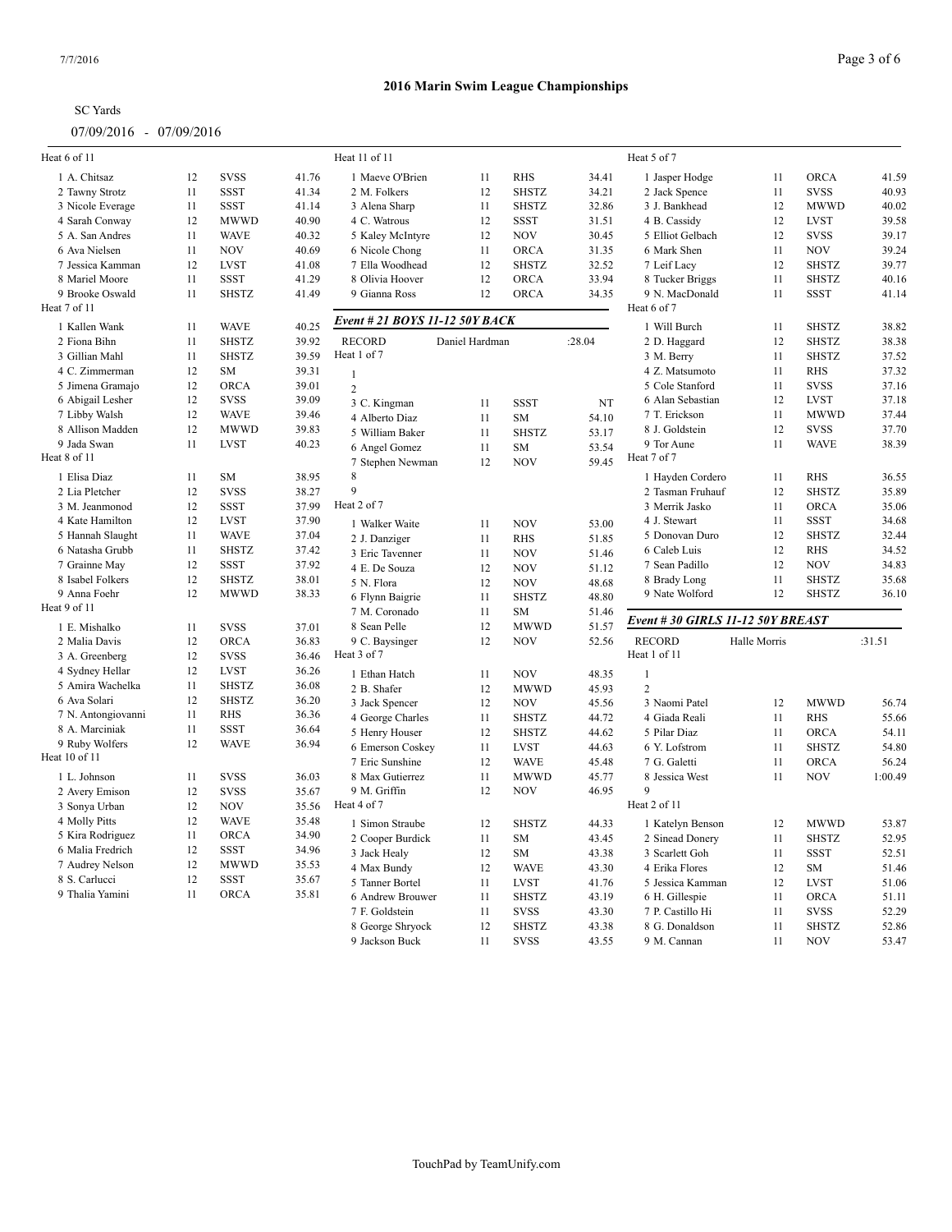# 2016 Marin Swim League Championships

SC Yards

07/09/2016 - 07/09/2016

Heat 6 of 11

| Lane | Name | Age | Team | Seed |
|---|---|---|---|---|
| 1 | A. Chitsaz | 12 | SVSS | 41.76 |
| 2 | Tawny Strotz | 11 | SSST | 41.34 |
| 3 | Nicole Everage | 11 | SSST | 41.14 |
| 4 | Sarah Conway | 12 | MWWD | 40.90 |
| 5 | A. San Andres | 11 | WAVE | 40.32 |
| 6 | Ava Nielsen | 11 | NOV | 40.69 |
| 7 | Jessica Kamman | 12 | LVST | 41.08 |
| 8 | Mariel Moore | 11 | SSST | 41.29 |
| 9 | Brooke Oswald | 11 | SHSTZ | 41.49 |

Heat 7 of 11

| Lane | Name | Age | Team | Seed |
|---|---|---|---|---|
| 1 | Kallen Wank | 11 | WAVE | 40.25 |
| 2 | Fiona Bihn | 11 | SHSTZ | 39.92 |
| 3 | Gillian Mahl | 11 | SHSTZ | 39.59 |
| 4 | C. Zimmerman | 12 | SM | 39.31 |
| 5 | Jimena Gramajo | 12 | ORCA | 39.01 |
| 6 | Abigail Lesher | 12 | SVSS | 39.09 |
| 7 | Libby Walsh | 12 | WAVE | 39.46 |
| 8 | Allison Madden | 12 | MWWD | 39.83 |
| 9 | Jada Swan | 11 | LVST | 40.23 |

Heat 8 of 11

| Lane | Name | Age | Team | Seed |
|---|---|---|---|---|
| 1 | Elisa Diaz | 11 | SM | 38.95 |
| 2 | Lia Pletcher | 12 | SVSS | 38.27 |
| 3 | M. Jeanmonod | 12 | SSST | 37.99 |
| 4 | Kate Hamilton | 12 | LVST | 37.90 |
| 5 | Hannah Slaught | 11 | WAVE | 37.04 |
| 6 | Natasha Grubb | 11 | SHSTZ | 37.42 |
| 7 | Grainne May | 12 | SSST | 37.92 |
| 8 | Isabel Folkers | 12 | SHSTZ | 38.01 |
| 9 | Anna Foehr | 12 | MWWD | 38.33 |

Heat 9 of 11

| Lane | Name | Age | Team | Seed |
|---|---|---|---|---|
| 1 | E. Mishalko | 11 | SVSS | 37.01 |
| 2 | Malia Davis | 12 | ORCA | 36.83 |
| 3 | A. Greenberg | 12 | SVSS | 36.46 |
| 4 | Sydney Hellar | 12 | LVST | 36.26 |
| 5 | Amira Wachelka | 11 | SHSTZ | 36.08 |
| 6 | Ava Solari | 12 | SHSTZ | 36.20 |
| 7 | N. Antongiovanni | 11 | RHS | 36.36 |
| 8 | A. Marciniak | 11 | SSST | 36.64 |
| 9 | Ruby Wolfers | 12 | WAVE | 36.94 |

Heat 10 of 11

| Lane | Name | Age | Team | Seed |
|---|---|---|---|---|
| 1 | L. Johnson | 11 | SVSS | 36.03 |
| 2 | Avery Emison | 12 | SVSS | 35.67 |
| 3 | Sonya Urban | 12 | NOV | 35.56 |
| 4 | Molly Pitts | 12 | WAVE | 35.48 |
| 5 | Kira Rodriguez | 11 | ORCA | 34.90 |
| 6 | Malia Fredrich | 12 | SSST | 34.96 |
| 7 | Audrey Nelson | 12 | MWWD | 35.53 |
| 8 | S. Carlucci | 12 | SSST | 35.67 |
| 9 | Thalia Yamini | 11 | ORCA | 35.81 |

Heat 11 of 11

| Lane | Name | Age | Team | Seed |
|---|---|---|---|---|
| 1 | Maeve O'Brien | 11 | RHS | 34.41 |
| 2 | M. Folkers | 12 | SHSTZ | 34.21 |
| 3 | Alena Sharp | 11 | SHSTZ | 32.86 |
| 4 | C. Watrous | 12 | SSST | 31.51 |
| 5 | Kaley McIntyre | 12 | NOV | 30.45 |
| 6 | Nicole Chong | 11 | ORCA | 31.35 |
| 7 | Ella Woodhead | 12 | SHSTZ | 32.52 |
| 8 | Olivia Hoover | 12 | ORCA | 33.94 |
| 9 | Gianna Ross | 12 | ORCA | 34.35 |

### *Event # 21 BOYS 11-12 50Y BACK*

RECORD Daniel Hardman :28.04

Heat 1 of 7

| Lane | Name | Age | Team | Seed |
|---|---|---|---|---|
| 1 | | | | |
| 2 | | | | |
| 3 | C. Kingman | 11 | SSST | NT |
| 4 | Alberto Diaz | 11 | SM | 54.10 |
| 5 | William Baker | 11 | SHSTZ | 53.17 |
| 6 | Angel Gomez | 11 | SM | 53.54 |
| 7 | Stephen Newman | 12 | NOV | 59.45 |
| 8 | | | | |
| 9 | | | | |

Heat 2 of 7

| Lane | Name | Age | Team | Seed |
|---|---|---|---|---|
| 1 | Walker Waite | 11 | NOV | 53.00 |
| 2 | J. Danziger | 11 | RHS | 51.85 |
| 3 | Eric Tavenner | 11 | NOV | 51.46 |
| 4 | E. De Souza | 12 | NOV | 51.12 |
| 5 | N. Flora | 12 | NOV | 48.68 |
| 6 | Flynn Baigrie | 11 | SHSTZ | 48.80 |
| 7 | M. Coronado | 11 | SM | 51.46 |
| 8 | Sean Pelle | 12 | MWWD | 51.57 |
| 9 | C. Baysinger | 12 | NOV | 52.56 |

Heat 3 of 7

| Lane | Name | Age | Team | Seed |
|---|---|---|---|---|
| 1 | Ethan Hatch | 11 | NOV | 48.35 |
| 2 | B. Shafer | 12 | MWWD | 45.93 |
| 3 | Jack Spencer | 12 | NOV | 45.56 |
| 4 | George Charles | 11 | SHSTZ | 44.72 |
| 5 | Henry Houser | 12 | SHSTZ | 44.62 |
| 6 | Emerson Coskey | 11 | LVST | 44.63 |
| 7 | Eric Sunshine | 12 | WAVE | 45.48 |
| 8 | Max Gutierrez | 11 | MWWD | 45.77 |
| 9 | M. Griffin | 12 | NOV | 46.95 |

Heat 4 of 7

| Lane | Name | Age | Team | Seed |
|---|---|---|---|---|
| 1 | Simon Straube | 12 | SHSTZ | 44.33 |
| 2 | Cooper Burdick | 11 | SM | 43.45 |
| 3 | Jack Healy | 12 | SM | 43.38 |
| 4 | Max Bundy | 12 | WAVE | 43.30 |
| 5 | Tanner Bortel | 11 | LVST | 41.76 |
| 6 | Andrew Brouwer | 11 | SHSTZ | 43.19 |
| 7 | F. Goldstein | 11 | SVSS | 43.30 |
| 8 | George Shryock | 12 | SHSTZ | 43.38 |
| 9 | Jackson Buck | 11 | SVSS | 43.55 |

Heat 5 of 7

| Lane | Name | Age | Team | Seed |
|---|---|---|---|---|
| 1 | Jasper Hodge | 11 | ORCA | 41.59 |
| 2 | Jack Spence | 11 | SVSS | 40.93 |
| 3 | J. Bankhead | 12 | MWWD | 40.02 |
| 4 | B. Cassidy | 12 | LVST | 39.58 |
| 5 | Elliot Gelbach | 12 | SVSS | 39.17 |
| 6 | Mark Shen | 11 | NOV | 39.24 |
| 7 | Leif Lacy | 12 | SHSTZ | 39.77 |
| 8 | Tucker Briggs | 11 | SHSTZ | 40.16 |
| 9 | N. MacDonald | 11 | SSST | 41.14 |

Heat 6 of 7

| Lane | Name | Age | Team | Seed |
|---|---|---|---|---|
| 1 | Will Burch | 11 | SHSTZ | 38.82 |
| 2 | D. Haggard | 12 | SHSTZ | 38.38 |
| 3 | M. Berry | 11 | SHSTZ | 37.52 |
| 4 | Z. Matsumoto | 11 | RHS | 37.32 |
| 5 | Cole Stanford | 11 | SVSS | 37.16 |
| 6 | Alan Sebastian | 12 | LVST | 37.18 |
| 7 | T. Erickson | 11 | MWWD | 37.44 |
| 8 | J. Goldstein | 12 | SVSS | 37.70 |
| 9 | Tor Aune | 11 | WAVE | 38.39 |

Heat 7 of 7

| Lane | Name | Age | Team | Seed |
|---|---|---|---|---|
| 1 | Hayden Cordero | 11 | RHS | 36.55 |
| 2 | Tasman Fruhauf | 12 | SHSTZ | 35.89 |
| 3 | Merrik Jasko | 11 | ORCA | 35.06 |
| 4 | J. Stewart | 11 | SSST | 34.68 |
| 5 | Donovan Duro | 12 | SHSTZ | 32.44 |
| 6 | Caleb Luis | 12 | RHS | 34.52 |
| 7 | Sean Padillo | 12 | NOV | 34.83 |
| 8 | Brady Long | 11 | SHSTZ | 35.68 |
| 9 | Nate Wolford | 12 | SHSTZ | 36.10 |

### *Event # 30 GIRLS 11-12 50Y BREAST*

RECORD Halle Morris :31.51

Heat 1 of 11

| Lane | Name | Age | Team | Seed |
|---|---|---|---|---|
| 1 | | | | |
| 2 | | | | |
| 3 | Naomi Patel | 12 | MWWD | 56.74 |
| 4 | Giada Reali | 11 | RHS | 55.66 |
| 5 | Pilar Diaz | 11 | ORCA | 54.11 |
| 6 | Y. Lofstrom | 11 | SHSTZ | 54.80 |
| 7 | G. Galetti | 11 | ORCA | 56.24 |
| 8 | Jessica West | 11 | NOV | 1:00.49 |
| 9 | | | | |

Heat 2 of 11

| Lane | Name | Age | Team | Seed |
|---|---|---|---|---|
| 1 | Katelyn Benson | 12 | MWWD | 53.87 |
| 2 | Sinead Donery | 11 | SHSTZ | 52.95 |
| 3 | Scarlett Goh | 11 | SSST | 52.51 |
| 4 | Erika Flores | 12 | SM | 51.46 |
| 5 | Jessica Kamman | 12 | LVST | 51.06 |
| 6 | H. Gillespie | 11 | ORCA | 51.11 |
| 7 | P. Castillo Hi | 11 | SVSS | 52.29 |
| 8 | G. Donaldson | 11 | SHSTZ | 52.86 |
| 9 | M. Cannan | 11 | NOV | 53.47 |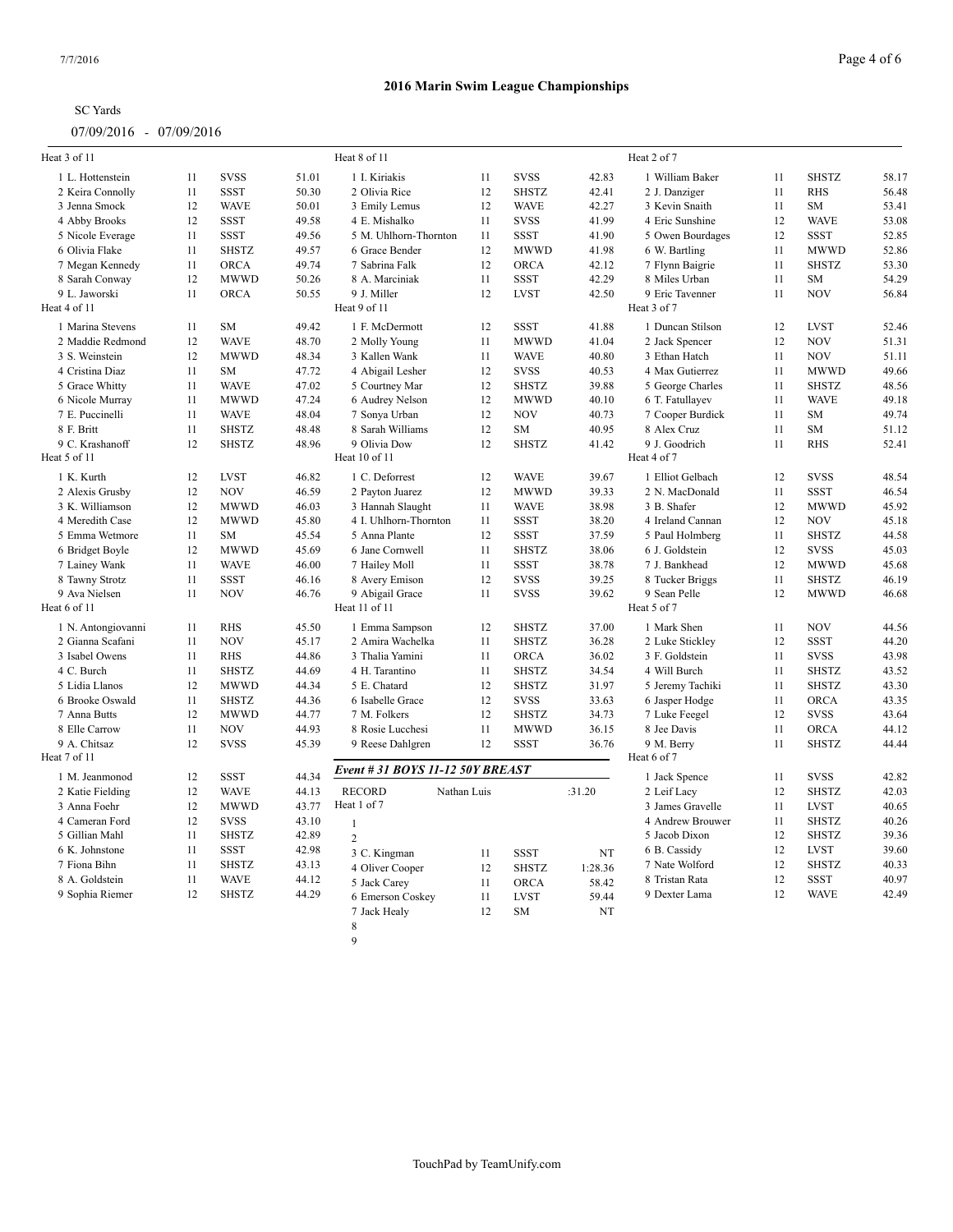# 2016 Marin Swim League Championships

SC Yards

07/09/2016 - 07/09/2016

Heat 3 of 11

| | Name | Age | Team | Time |
|---|---|---|---|---|
| 1 | L. Hottenstein | 11 | SVSS | 51.01 |
| 2 | Keira Connolly | 11 | SSST | 50.30 |
| 3 | Jenna Smock | 12 | WAVE | 50.01 |
| 4 | Abby Brooks | 12 | SSST | 49.58 |
| 5 | Nicole Everage | 11 | SSST | 49.56 |
| 6 | Olivia Flake | 11 | SHSTZ | 49.57 |
| 7 | Megan Kennedy | 11 | ORCA | 49.74 |
| 8 | Sarah Conway | 12 | MWWD | 50.26 |
| 9 | L. Jaworski | 11 | ORCA | 50.55 |

Heat 4 of 11

| | Name | Age | Team | Time |
|---|---|---|---|---|
| 1 | Marina Stevens | 11 | SM | 49.42 |
| 2 | Maddie Redmond | 12 | WAVE | 48.70 |
| 3 | S. Weinstein | 12 | MWWD | 48.34 |
| 4 | Cristina Diaz | 11 | SM | 47.72 |
| 5 | Grace Whitty | 11 | WAVE | 47.02 |
| 6 | Nicole Murray | 11 | MWWD | 47.24 |
| 7 | E. Puccinelli | 11 | WAVE | 48.04 |
| 8 | F. Britt | 11 | SHSTZ | 48.48 |
| 9 | C. Krashanoff | 12 | SHSTZ | 48.96 |

Heat 5 of 11

| | Name | Age | Team | Time |
|---|---|---|---|---|
| 1 | K. Kurth | 12 | LVST | 46.82 |
| 2 | Alexis Grusby | 12 | NOV | 46.59 |
| 3 | K. Williamson | 12 | MWWD | 46.03 |
| 4 | Meredith Case | 12 | MWWD | 45.80 |
| 5 | Emma Wetmore | 11 | SM | 45.54 |
| 6 | Bridget Boyle | 12 | MWWD | 45.69 |
| 7 | Lainey Wank | 11 | WAVE | 46.00 |
| 8 | Tawny Strotz | 11 | SSST | 46.16 |
| 9 | Ava Nielsen | 11 | NOV | 46.76 |

Heat 6 of 11

| | Name | Age | Team | Time |
|---|---|---|---|---|
| 1 | N. Antongiovanni | 11 | RHS | 45.50 |
| 2 | Gianna Scafani | 11 | NOV | 45.17 |
| 3 | Isabel Owens | 11 | RHS | 44.86 |
| 4 | C. Burch | 11 | SHSTZ | 44.69 |
| 5 | Lidia Llanos | 12 | MWWD | 44.34 |
| 6 | Brooke Oswald | 11 | SHSTZ | 44.36 |
| 7 | Anna Butts | 12 | MWWD | 44.77 |
| 8 | Elle Carrow | 11 | NOV | 44.93 |
| 9 | A. Chitsaz | 12 | SVSS | 45.39 |

Heat 7 of 11

| | Name | Age | Team | Time |
|---|---|---|---|---|
| 1 | M. Jeanmonod | 12 | SSST | 44.34 |
| 2 | Katie Fielding | 12 | WAVE | 44.13 |
| 3 | Anna Foehr | 12 | MWWD | 43.77 |
| 4 | Cameran Ford | 12 | SVSS | 43.10 |
| 5 | Gillian Mahl | 11 | SHSTZ | 42.89 |
| 6 | K. Johnstone | 11 | SSST | 42.98 |
| 7 | Fiona Bihn | 11 | SHSTZ | 43.13 |
| 8 | A. Goldstein | 11 | WAVE | 44.12 |
| 9 | Sophia Riemer | 12 | SHSTZ | 44.29 |

Heat 8 of 11

| | Name | Age | Team | Time |
|---|---|---|---|---|
| 1 | I. Kiriakis | 11 | SVSS | 42.83 |
| 2 | Olivia Rice | 12 | SHSTZ | 42.41 |
| 3 | Emily Lemus | 12 | WAVE | 42.27 |
| 4 | E. Mishalko | 11 | SVSS | 41.99 |
| 5 | M. Uhlhorn-Thornton | 11 | SSST | 41.90 |
| 6 | Grace Bender | 12 | MWWD | 41.98 |
| 7 | Sabrina Falk | 12 | ORCA | 42.12 |
| 8 | A. Marciniak | 11 | SSST | 42.29 |
| 9 | J. Miller | 12 | LVST | 42.50 |

Heat 9 of 11

| | Name | Age | Team | Time |
|---|---|---|---|---|
| 1 | F. McDermott | 12 | SSST | 41.88 |
| 2 | Molly Young | 11 | MWWD | 41.04 |
| 3 | Kallen Wank | 11 | WAVE | 40.80 |
| 4 | Abigail Lesher | 12 | SVSS | 40.53 |
| 5 | Courtney Mar | 12 | SHSTZ | 39.88 |
| 6 | Audrey Nelson | 12 | MWWD | 40.10 |
| 7 | Sonya Urban | 12 | NOV | 40.73 |
| 8 | Sarah Williams | 12 | SM | 40.95 |
| 9 | Olivia Dow | 12 | SHSTZ | 41.42 |

Heat 10 of 11

| | Name | Age | Team | Time |
|---|---|---|---|---|
| 1 | C. Deforrest | 12 | WAVE | 39.67 |
| 2 | Payton Juarez | 12 | MWWD | 39.33 |
| 3 | Hannah Slaught | 11 | WAVE | 38.98 |
| 4 | I. Uhlhorn-Thornton | 11 | SSST | 38.20 |
| 5 | Anna Plante | 12 | SSST | 37.59 |
| 6 | Jane Cornwell | 11 | SHSTZ | 38.06 |
| 7 | Hailey Moll | 11 | SSST | 38.78 |
| 8 | Avery Emison | 12 | SVSS | 39.25 |
| 9 | Abigail Grace | 11 | SVSS | 39.62 |

Heat 11 of 11

| | Name | Age | Team | Time |
|---|---|---|---|---|
| 1 | Emma Sampson | 12 | SHSTZ | 37.00 |
| 2 | Amira Wachelka | 11 | SHSTZ | 36.28 |
| 3 | Thalia Yamini | 11 | ORCA | 36.02 |
| 4 | H. Tarantino | 11 | SHSTZ | 34.54 |
| 5 | E. Chatard | 12 | SHSTZ | 31.97 |
| 6 | Isabelle Grace | 12 | SVSS | 33.63 |
| 7 | M. Folkers | 12 | SHSTZ | 34.73 |
| 8 | Rosie Lucchesi | 11 | MWWD | 36.15 |
| 9 | Reese Dahlgren | 12 | SSST | 36.76 |

### *Event # 31 BOYS 11-12 50Y BREAST*

RECORD Nathan Luis :31.20

Heat 1 of 7

| | Name | Age | Team | Time |
|---|---|---|---|---|
| 1 | | | | |
| 2 | | | | |
| 3 | C. Kingman | 11 | SSST | NT |
| 4 | Oliver Cooper | 12 | SHSTZ | 1:28.36 |
| 5 | Jack Carey | 11 | ORCA | 58.42 |
| 6 | Emerson Coskey | 11 | LVST | 59.44 |
| 7 | Jack Healy | 12 | SM | NT |
| 8 | | | | |
| 9 | | | | |

Heat 2 of 7

| | Name | Age | Team | Time |
|---|---|---|---|---|
| 1 | William Baker | 11 | SHSTZ | 58.17 |
| 2 | J. Danziger | 11 | RHS | 56.48 |
| 3 | Kevin Snaith | 11 | SM | 53.41 |
| 4 | Eric Sunshine | 12 | WAVE | 53.08 |
| 5 | Owen Bourdages | 12 | SSST | 52.85 |
| 6 | W. Bartling | 11 | MWWD | 52.86 |
| 7 | Flynn Baigrie | 11 | SHSTZ | 53.30 |
| 8 | Miles Urban | 11 | SM | 54.29 |
| 9 | Eric Tavenner | 11 | NOV | 56.84 |

Heat 3 of 7

| | Name | Age | Team | Time |
|---|---|---|---|---|
| 1 | Duncan Stilson | 12 | LVST | 52.46 |
| 2 | Jack Spencer | 12 | NOV | 51.31 |
| 3 | Ethan Hatch | 11 | NOV | 51.11 |
| 4 | Max Gutierrez | 11 | MWWD | 49.66 |
| 5 | George Charles | 11 | SHSTZ | 48.56 |
| 6 | T. Fatullayev | 11 | WAVE | 49.18 |
| 7 | Cooper Burdick | 11 | SM | 49.74 |
| 8 | Alex Cruz | 11 | SM | 51.12 |
| 9 | J. Goodrich | 11 | RHS | 52.41 |

Heat 4 of 7

| | Name | Age | Team | Time |
|---|---|---|---|---|
| 1 | Elliot Gelbach | 12 | SVSS | 48.54 |
| 2 | N. MacDonald | 11 | SSST | 46.54 |
| 3 | B. Shafer | 12 | MWWD | 45.92 |
| 4 | Ireland Cannan | 12 | NOV | 45.18 |
| 5 | Paul Holmberg | 11 | SHSTZ | 44.58 |
| 6 | J. Goldstein | 12 | SVSS | 45.03 |
| 7 | J. Bankhead | 12 | MWWD | 45.68 |
| 8 | Tucker Briggs | 11 | SHSTZ | 46.19 |
| 9 | Sean Pelle | 12 | MWWD | 46.68 |

Heat 5 of 7

| | Name | Age | Team | Time |
|---|---|---|---|---|
| 1 | Mark Shen | 11 | NOV | 44.56 |
| 2 | Luke Stickley | 12 | SSST | 44.20 |
| 3 | F. Goldstein | 11 | SVSS | 43.98 |
| 4 | Will Burch | 11 | SHSTZ | 43.52 |
| 5 | Jeremy Tachiki | 11 | SHSTZ | 43.30 |
| 6 | Jasper Hodge | 11 | ORCA | 43.35 |
| 7 | Luke Feegel | 12 | SVSS | 43.64 |
| 8 | Jee Davis | 11 | ORCA | 44.12 |
| 9 | M. Berry | 11 | SHSTZ | 44.44 |

Heat 6 of 7

| | Name | Age | Team | Time |
|---|---|---|---|---|
| 1 | Jack Spence | 11 | SVSS | 42.82 |
| 2 | Leif Lacy | 12 | SHSTZ | 42.03 |
| 3 | James Gravelle | 11 | LVST | 40.65 |
| 4 | Andrew Brouwer | 11 | SHSTZ | 40.26 |
| 5 | Jacob Dixon | 12 | SHSTZ | 39.36 |
| 6 | B. Cassidy | 12 | LVST | 39.60 |
| 7 | Nate Wolford | 12 | SHSTZ | 40.33 |
| 8 | Tristan Rata | 12 | SSST | 40.97 |
| 9 | Dexter Lama | 12 | WAVE | 42.49 |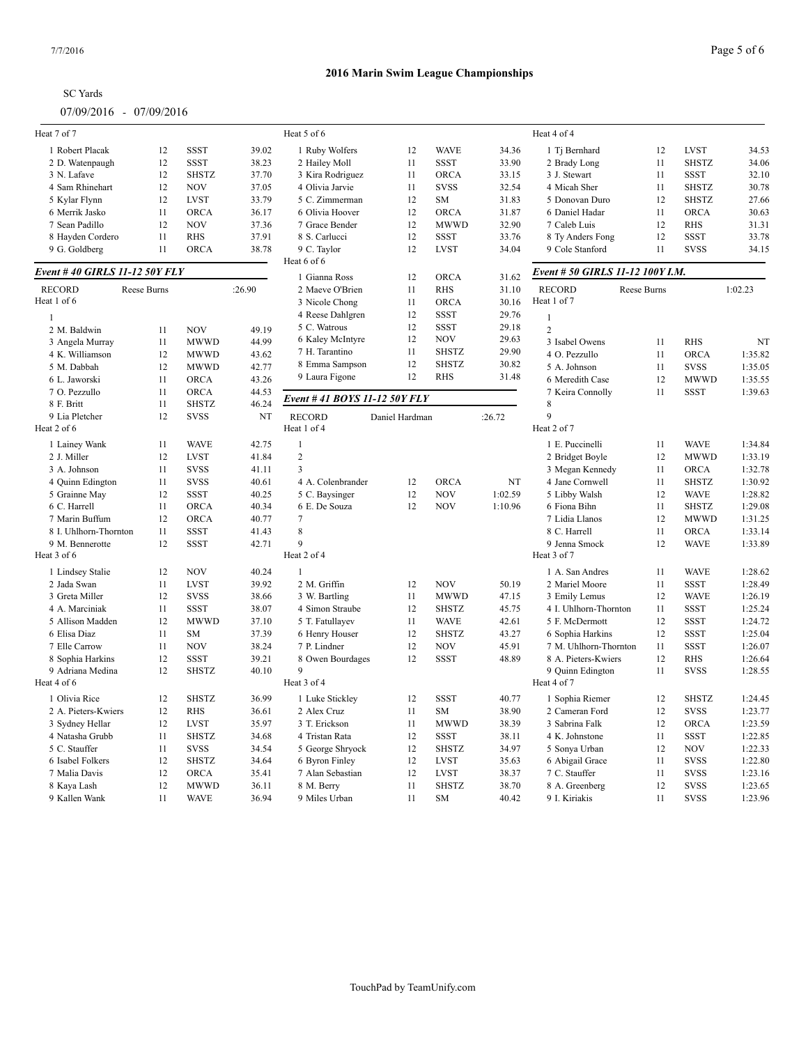## 2016 Marin Swim League Championships

SC Yards

07/09/2016 - 07/09/2016

Heat 7 of 7

| | | | |
|---|---|---|---|
| 1 Robert Placak | 12 | SSST | 39.02 |
| 2 D. Watenpaugh | 12 | SSST | 38.23 |
| 3 N. Lafave | 12 | SHSTZ | 37.70 |
| 4 Sam Rhinehart | 12 | NOV | 37.05 |
| 5 Kylar Flynn | 12 | LVST | 33.79 |
| 6 Merrik Jasko | 11 | ORCA | 36.17 |
| 7 Sean Padillo | 12 | NOV | 37.36 |
| 8 Hayden Cordero | 11 | RHS | 37.91 |
| 9 G. Goldberg | 11 | ORCA | 38.78 |

### *Event # 40 GIRLS 11-12 50Y FLY*

RECORD Reese Burns :26.90

Heat 1 of 6

| | | | |
|---|---|---|---|
| 1 | | | |
| 2 M. Baldwin | 11 | NOV | 49.19 |
| 3 Angela Murray | 11 | MWWD | 44.99 |
| 4 K. Williamson | 12 | MWWD | 43.62 |
| 5 M. Dabbah | 12 | MWWD | 42.77 |
| 6 L. Jaworski | 11 | ORCA | 43.26 |
| 7 O. Pezzullo | 11 | ORCA | 44.53 |
| 8 F. Britt | 11 | SHSTZ | 46.24 |
| 9 Lia Pletcher | 12 | SVSS | NT |

Heat 2 of 6

| | | | |
|---|---|---|---|
| 1 Lainey Wank | 11 | WAVE | 42.75 |
| 2 J. Miller | 12 | LVST | 41.84 |
| 3 A. Johnson | 11 | SVSS | 41.11 |
| 4 Quinn Edington | 11 | SVSS | 40.61 |
| 5 Grainne May | 12 | SSST | 40.25 |
| 6 C. Harrell | 11 | ORCA | 40.34 |
| 7 Marin Buffum | 12 | ORCA | 40.77 |
| 8 I. Uhlhorn-Thornton | 11 | SSST | 41.43 |
| 9 M. Bennerotte | 12 | SSST | 42.71 |

Heat 3 of 6

| | | | |
|---|---|---|---|
| 1 Lindsey Stalie | 12 | NOV | 40.24 |
| 2 Jada Swan | 11 | LVST | 39.92 |
| 3 Greta Miller | 12 | SVSS | 38.66 |
| 4 A. Marciniak | 11 | SSST | 38.07 |
| 5 Allison Madden | 12 | MWWD | 37.10 |
| 6 Elisa Diaz | 11 | SM | 37.39 |
| 7 Elle Carrow | 11 | NOV | 38.24 |
| 8 Sophia Harkins | 12 | SSST | 39.21 |
| 9 Adriana Medina | 12 | SHSTZ | 40.10 |

Heat 4 of 6

| | | | |
|---|---|---|---|
| 1 Olivia Rice | 12 | SHSTZ | 36.99 |
| 2 A. Pieters-Kwiers | 12 | RHS | 36.61 |
| 3 Sydney Hellar | 12 | LVST | 35.97 |
| 4 Natasha Grubb | 11 | SHSTZ | 34.68 |
| 5 C. Stauffer | 11 | SVSS | 34.54 |
| 6 Isabel Folkers | 12 | SHSTZ | 34.64 |
| 7 Malia Davis | 12 | ORCA | 35.41 |
| 8 Kaya Lash | 12 | MWWD | 36.11 |
| 9 Kallen Wank | 11 | WAVE | 36.94 |

Heat 5 of 6

| | | | |
|---|---|---|---|
| 1 Ruby Wolfers | 12 | WAVE | 34.36 |
| 2 Hailey Moll | 11 | SSST | 33.90 |
| 3 Kira Rodriguez | 11 | ORCA | 33.15 |
| 4 Olivia Jarvie | 11 | SVSS | 32.54 |
| 5 C. Zimmerman | 12 | SM | 31.83 |
| 6 Olivia Hoover | 12 | ORCA | 31.87 |
| 7 Grace Bender | 12 | MWWD | 32.90 |
| 8 S. Carlucci | 12 | SSST | 33.76 |
| 9 C. Taylor | 12 | LVST | 34.04 |

Heat 6 of 6

| | | | |
|---|---|---|---|
| 1 Gianna Ross | 12 | ORCA | 31.62 |
| 2 Maeve O'Brien | 11 | RHS | 31.10 |
| 3 Nicole Chong | 11 | ORCA | 30.16 |
| 4 Reese Dahlgren | 12 | SSST | 29.76 |
| 5 C. Watrous | 12 | SSST | 29.18 |
| 6 Kaley McIntyre | 12 | NOV | 29.63 |
| 7 H. Tarantino | 11 | SHSTZ | 29.90 |
| 8 Emma Sampson | 12 | SHSTZ | 30.82 |
| 9 Laura Figone | 12 | RHS | 31.48 |

### *Event # 41 BOYS 11-12 50Y FLY*

RECORD Daniel Hardman :26.72

Heat 1 of 4

| | | | |
|---|---|---|---|
| 1 | | | |
| 2 | | | |
| 3 | | | |
| 4 A. Colenbrander | 12 | ORCA | NT |
| 5 C. Baysinger | 12 | NOV | 1:02.59 |
| 6 E. De Souza | 12 | NOV | 1:10.96 |
| 7 | | | |
| 8 | | | |
| 9 | | | |

Heat 2 of 4

| | | | |
|---|---|---|---|
| 1 | | | |
| 2 M. Griffin | 12 | NOV | 50.19 |
| 3 W. Bartling | 11 | MWWD | 47.15 |
| 4 Simon Straube | 12 | SHSTZ | 45.75 |
| 5 T. Fatullayev | 11 | WAVE | 42.61 |
| 6 Henry Houser | 12 | SHSTZ | 43.27 |
| 7 P. Lindner | 12 | NOV | 45.91 |
| 8 Owen Bourdages | 12 | SSST | 48.89 |
| 9 | | | |

Heat 3 of 4

| | | | |
|---|---|---|---|
| 1 Luke Stickley | 12 | SSST | 40.77 |
| 2 Alex Cruz | 11 | SM | 38.90 |
| 3 T. Erickson | 11 | MWWD | 38.39 |
| 4 Tristan Rata | 12 | SSST | 38.11 |
| 5 George Shryock | 12 | SHSTZ | 34.97 |
| 6 Byron Finley | 12 | LVST | 35.63 |
| 7 Alan Sebastian | 12 | LVST | 38.37 |
| 8 M. Berry | 11 | SHSTZ | 38.70 |
| 9 Miles Urban | 11 | SM | 40.42 |

Heat 4 of 4

| | | | |
|---|---|---|---|
| 1 Tj Bernhard | 12 | LVST | 34.53 |
| 2 Brady Long | 11 | SHSTZ | 34.06 |
| 3 J. Stewart | 11 | SSST | 32.10 |
| 4 Micah Sher | 11 | SHSTZ | 30.78 |
| 5 Donovan Duro | 12 | SHSTZ | 27.66 |
| 6 Daniel Hadar | 11 | ORCA | 30.63 |
| 7 Caleb Luis | 12 | RHS | 31.31 |
| 8 Ty Anders Fong | 12 | SSST | 33.78 |
| 9 Cole Stanford | 11 | SVSS | 34.15 |

### *Event # 50 GIRLS 11-12 100Y I.M.*

RECORD Reese Burns 1:02.23

Heat 1 of 7

| | | | |
|---|---|---|---|
| 1 | | | |
| 2 | | | |
| 3 Isabel Owens | 11 | RHS | NT |
| 4 O. Pezzullo | 11 | ORCA | 1:35.82 |
| 5 A. Johnson | 11 | SVSS | 1:35.05 |
| 6 Meredith Case | 12 | MWWD | 1:35.55 |
| 7 Keira Connolly | 11 | SSST | 1:39.63 |
| 8 | | | |
| 9 | | | |

Heat 2 of 7

| | | | |
|---|---|---|---|
| 1 E. Puccinelli | 11 | WAVE | 1:34.84 |
| 2 Bridget Boyle | 12 | MWWD | 1:33.19 |
| 3 Megan Kennedy | 11 | ORCA | 1:32.78 |
| 4 Jane Cornwell | 11 | SHSTZ | 1:30.92 |
| 5 Libby Walsh | 12 | WAVE | 1:28.82 |
| 6 Fiona Bihn | 11 | SHSTZ | 1:29.08 |
| 7 Lidia Llanos | 12 | MWWD | 1:31.25 |
| 8 C. Harrell | 11 | ORCA | 1:33.14 |
| 9 Jenna Smock | 12 | WAVE | 1:33.89 |

Heat 3 of 7

| | | | |
|---|---|---|---|
| 1 A. San Andres | 11 | WAVE | 1:28.62 |
| 2 Mariel Moore | 11 | SSST | 1:28.49 |
| 3 Emily Lemus | 12 | WAVE | 1:26.19 |
| 4 I. Uhlhorn-Thornton | 11 | SSST | 1:25.24 |
| 5 F. McDermott | 12 | SSST | 1:24.72 |
| 6 Sophia Harkins | 12 | SSST | 1:25.04 |
| 7 M. Uhlhorn-Thornton | 11 | SSST | 1:26.07 |
| 8 A. Pieters-Kwiers | 12 | RHS | 1:26.64 |
| 9 Quinn Edington | 11 | SVSS | 1:28.55 |

Heat 4 of 7

| | | | |
|---|---|---|---|
| 1 Sophia Riemer | 12 | SHSTZ | 1:24.45 |
| 2 Cameran Ford | 12 | SVSS | 1:23.77 |
| 3 Sabrina Falk | 12 | ORCA | 1:23.59 |
| 4 K. Johnstone | 11 | SSST | 1:22.85 |
| 5 Sonya Urban | 12 | NOV | 1:22.33 |
| 6 Abigail Grace | 11 | SVSS | 1:22.80 |
| 7 C. Stauffer | 11 | SVSS | 1:23.16 |
| 8 A. Greenberg | 12 | SVSS | 1:23.65 |
| 9 I. Kiriakis | 11 | SVSS | 1:23.96 |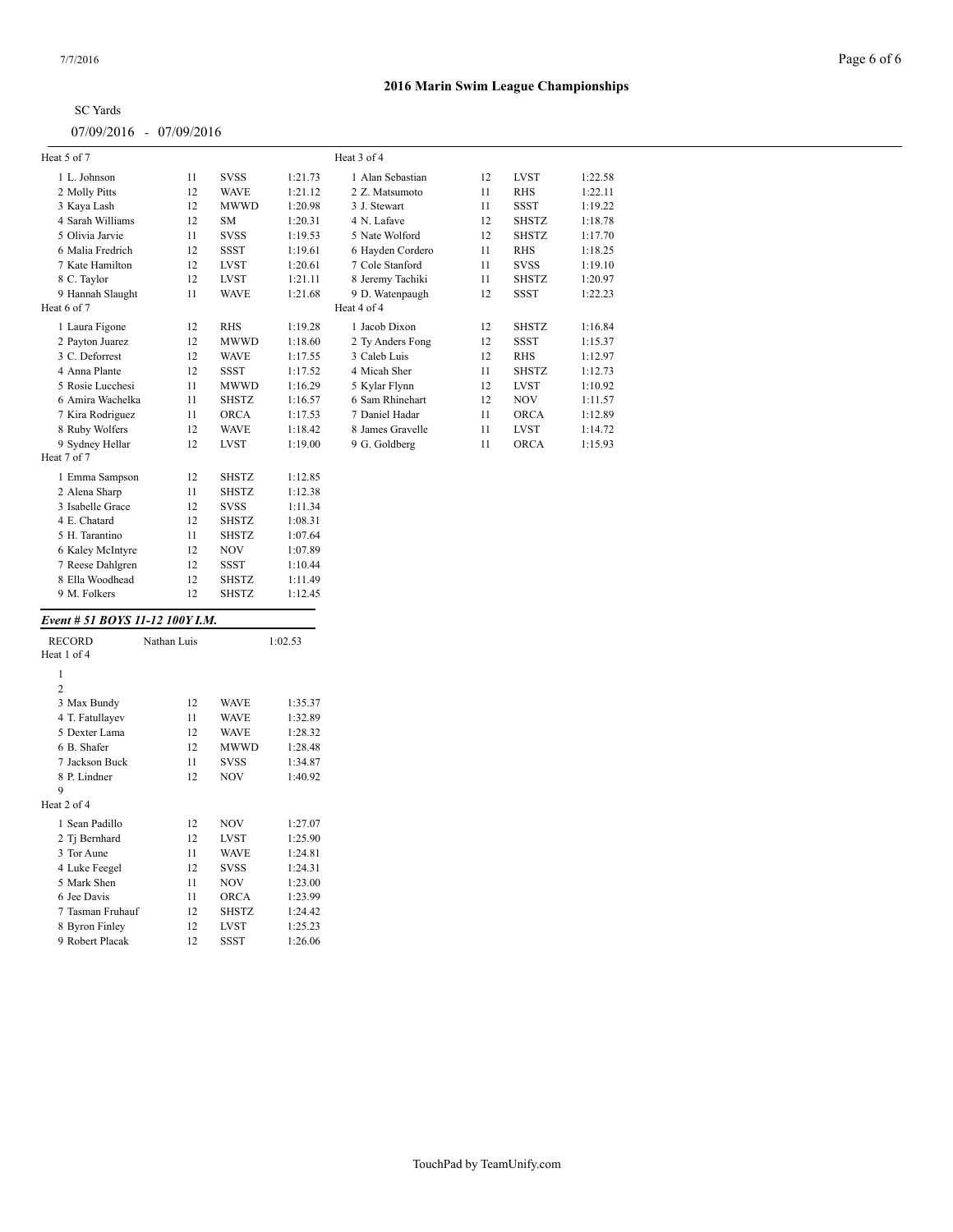## 2016 Marin Swim League Championships

SC Yards

07/09/2016 - 07/09/2016

Heat 5 of 7

| | | | |
|---|---|---|---|
| 1 L. Johnson | 11 | SVSS | 1:21.73 |
| 2 Molly Pitts | 12 | WAVE | 1:21.12 |
| 3 Kaya Lash | 12 | MWWD | 1:20.98 |
| 4 Sarah Williams | 12 | SM | 1:20.31 |
| 5 Olivia Jarvie | 11 | SVSS | 1:19.53 |
| 6 Malia Fredrich | 12 | SSST | 1:19.61 |
| 7 Kate Hamilton | 12 | LVST | 1:20.61 |
| 8 C. Taylor | 12 | LVST | 1:21.11 |
| 9 Hannah Slaught | 11 | WAVE | 1:21.68 |

Heat 6 of 7

| | | | |
|---|---|---|---|
| 1 Laura Figone | 12 | RHS | 1:19.28 |
| 2 Payton Juarez | 12 | MWWD | 1:18.60 |
| 3 C. Deforrest | 12 | WAVE | 1:17.55 |
| 4 Anna Plante | 12 | SSST | 1:17.52 |
| 5 Rosie Lucchesi | 11 | MWWD | 1:16.29 |
| 6 Amira Wachelka | 11 | SHSTZ | 1:16.57 |
| 7 Kira Rodriguez | 11 | ORCA | 1:17.53 |
| 8 Ruby Wolfers | 12 | WAVE | 1:18.42 |
| 9 Sydney Hellar | 12 | LVST | 1:19.00 |

Heat 7 of 7

| | | | |
|---|---|---|---|
| 1 Emma Sampson | 12 | SHSTZ | 1:12.85 |
| 2 Alena Sharp | 11 | SHSTZ | 1:12.38 |
| 3 Isabelle Grace | 12 | SVSS | 1:11.34 |
| 4 E. Chatard | 12 | SHSTZ | 1:08.31 |
| 5 H. Tarantino | 11 | SHSTZ | 1:07.64 |
| 6 Kaley McIntyre | 12 | NOV | 1:07.89 |
| 7 Reese Dahlgren | 12 | SSST | 1:10.44 |
| 8 Ella Woodhead | 12 | SHSTZ | 1:11.49 |
| 9 M. Folkers | 12 | SHSTZ | 1:12.45 |

### *Event # 51 BOYS 11-12 100Y I.M.*

RECORD Nathan Luis 1:02.53

Heat 1 of 4

| | | | |
|---|---|---|---|
| 1 | | | |
| 2 | | | |
| 3 Max Bundy | 12 | WAVE | 1:35.37 |
| 4 T. Fatullayev | 11 | WAVE | 1:32.89 |
| 5 Dexter Lama | 12 | WAVE | 1:28.32 |
| 6 B. Shafer | 12 | MWWD | 1:28.48 |
| 7 Jackson Buck | 11 | SVSS | 1:34.87 |
| 8 P. Lindner | 12 | NOV | 1:40.92 |
| 9 | | | |

Heat 2 of 4

| | | | |
|---|---|---|---|
| 1 Sean Padillo | 12 | NOV | 1:27.07 |
| 2 Tj Bernhard | 12 | LVST | 1:25.90 |
| 3 Tor Aune | 11 | WAVE | 1:24.81 |
| 4 Luke Feegel | 12 | SVSS | 1:24.31 |
| 5 Mark Shen | 11 | NOV | 1:23.00 |
| 6 Jee Davis | 11 | ORCA | 1:23.99 |
| 7 Tasman Fruhauf | 12 | SHSTZ | 1:24.42 |
| 8 Byron Finley | 12 | LVST | 1:25.23 |
| 9 Robert Placak | 12 | SSST | 1:26.06 |

Heat 3 of 4

| | | | |
|---|---|---|---|
| 1 Alan Sebastian | 12 | LVST | 1:22.58 |
| 2 Z. Matsumoto | 11 | RHS | 1:22.11 |
| 3 J. Stewart | 11 | SSST | 1:19.22 |
| 4 N. Lafave | 12 | SHSTZ | 1:18.78 |
| 5 Nate Wolford | 12 | SHSTZ | 1:17.70 |
| 6 Hayden Cordero | 11 | RHS | 1:18.25 |
| 7 Cole Stanford | 11 | SVSS | 1:19.10 |
| 8 Jeremy Tachiki | 11 | SHSTZ | 1:20.97 |
| 9 D. Watenpaugh | 12 | SSST | 1:22.23 |

Heat 4 of 4

| | | | |
|---|---|---|---|
| 1 Jacob Dixon | 12 | SHSTZ | 1:16.84 |
| 2 Ty Anders Fong | 12 | SSST | 1:15.37 |
| 3 Caleb Luis | 12 | RHS | 1:12.97 |
| 4 Micah Sher | 11 | SHSTZ | 1:12.73 |
| 5 Kylar Flynn | 12 | LVST | 1:10.92 |
| 6 Sam Rhinehart | 12 | NOV | 1:11.57 |
| 7 Daniel Hadar | 11 | ORCA | 1:12.89 |
| 8 James Gravelle | 11 | LVST | 1:14.72 |
| 9 G. Goldberg | 11 | ORCA | 1:15.93 |